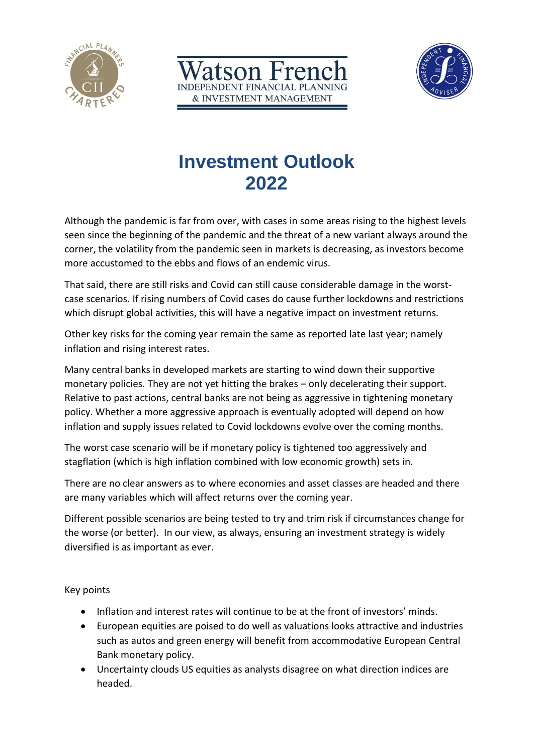Watson French
INDEPENDENT FINANCIAL PLANNING
& INVESTMENT MANAGEMENT

# Investment Outlook 2022

Although the pandemic is far from over, with cases in some areas rising to the highest levels seen since the beginning of the pandemic and the threat of a new variant always around the corner, the volatility from the pandemic seen in markets is decreasing, as investors become more accustomed to the ebbs and flows of an endemic virus.

That said, there are still risks and Covid can still cause considerable damage in the worst-case scenarios. If rising numbers of Covid cases do cause further lockdowns and restrictions which disrupt global activities, this will have a negative impact on investment returns.

Other key risks for the coming year remain the same as reported late last year; namely inflation and rising interest rates.

Many central banks in developed markets are starting to wind down their supportive monetary policies. They are not yet hitting the brakes – only decelerating their support. Relative to past actions, central banks are not being as aggressive in tightening monetary policy. Whether a more aggressive approach is eventually adopted will depend on how inflation and supply issues related to Covid lockdowns evolve over the coming months.

The worst case scenario will be if monetary policy is tightened too aggressively and stagflation (which is high inflation combined with low economic growth) sets in.

There are no clear answers as to where economies and asset classes are headed and there are many variables which will affect returns over the coming year.

Different possible scenarios are being tested to try and trim risk if circumstances change for the worse (or better). In our view, as always, ensuring an investment strategy is widely diversified is as important as ever.

Key points

- Inflation and interest rates will continue to be at the front of investors' minds.
- European equities are poised to do well as valuations looks attractive and industries such as autos and green energy will benefit from accommodative European Central Bank monetary policy.
- Uncertainty clouds US equities as analysts disagree on what direction indices are headed.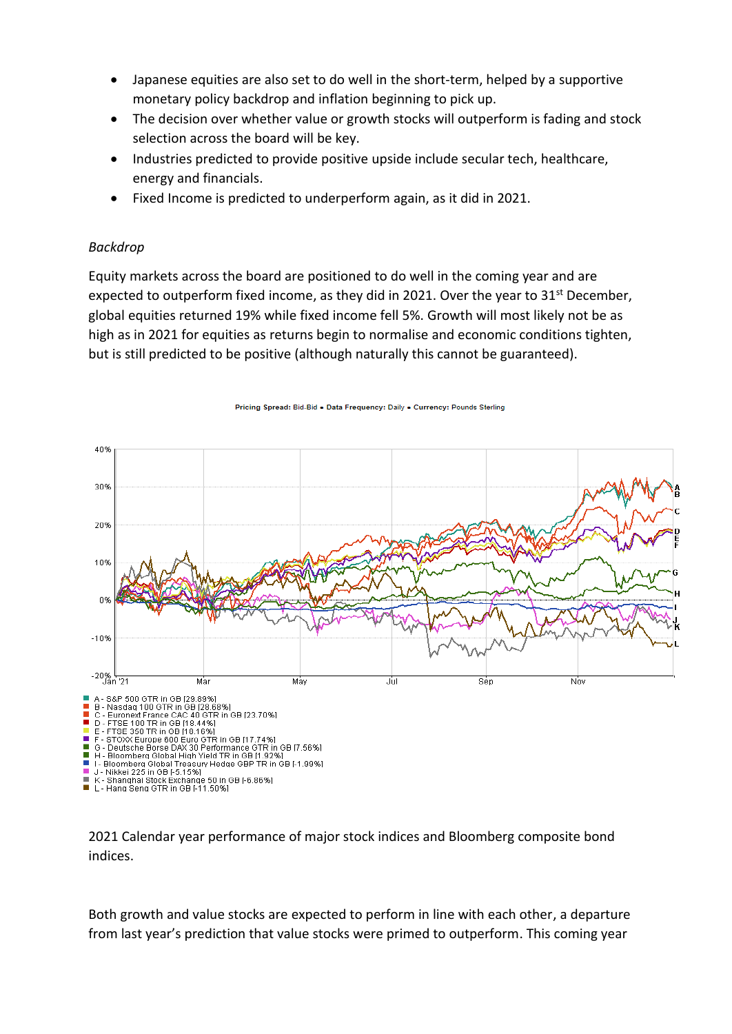- Japanese equities are also set to do well in the short-term, helped by a supportive monetary policy backdrop and inflation beginning to pick up.
- The decision over whether value or growth stocks will outperform is fading and stock selection across the board will be key.
- Industries predicted to provide positive upside include secular tech, healthcare, energy and financials.
- Fixed Income is predicted to underperform again, as it did in 2021.

*Backdrop*

Equity markets across the board are positioned to do well in the coming year and are expected to outperform fixed income, as they did in 2021. Over the year to 31st December, global equities returned 19% while fixed income fell 5%. Growth will most likely not be as high as in 2021 for equities as returns begin to normalise and economic conditions tighten, but is still predicted to be positive (although naturally this cannot be guaranteed).

Pricing Spread: Bid-Bid ▪ Data Frequency: Daily ▪ Currency: Pounds Sterling

- A - S&P 500 GTR in GB [29.89%]
- B - Nasdaq 100 GTR in GB [28.68%]
- C - Euronext France CAC 40 GTR in GB [23.70%]
- D - FTSE 100 TR in GB [18.44%]
- E - FTSE 350 TR in GB [18.16%]
- F - STOXX Europe 600 Euro GTR in GB [17.74%]
- G - Deutsche Borse DAX 30 Performance GTR in GB [7.56%]
- H - Bloomberg Global High Yield TR in GB [1.92%]
- I - Bloomberg Global Treasury Hedge GBP TR in GB [-1.99%]
- J - Nikkei 225 in GB [-5.15%]
- K - Shanghai Stock Exchange 50 in GB [-6.86%]
- L - Hang Seng GTR in GB [-11.50%]

2021 Calendar year performance of major stock indices and Bloomberg composite bond indices.

Both growth and value stocks are expected to perform in line with each other, a departure from last year's prediction that value stocks were primed to outperform. This coming year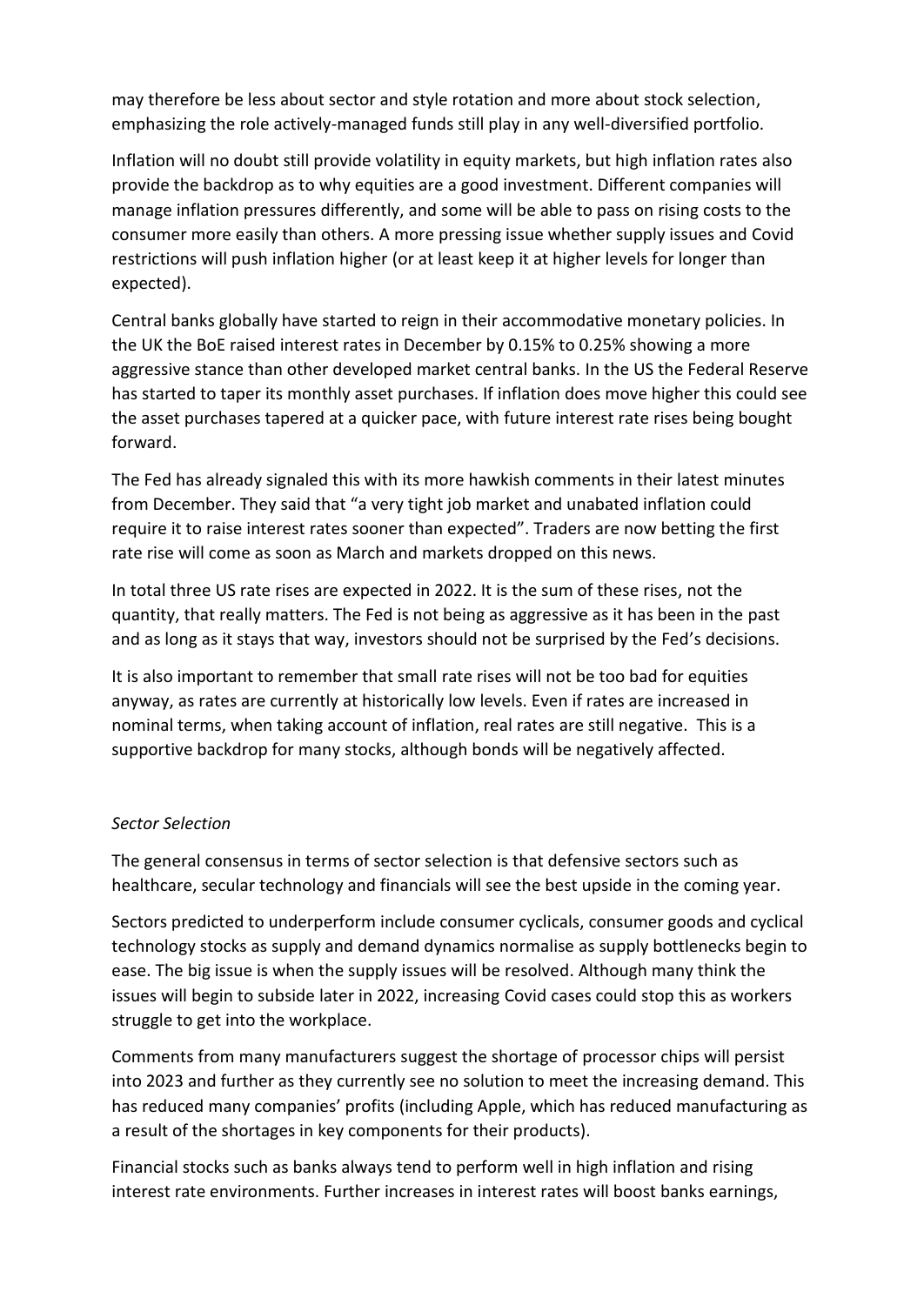may therefore be less about sector and style rotation and more about stock selection, emphasizing the role actively-managed funds still play in any well-diversified portfolio.

Inflation will no doubt still provide volatility in equity markets, but high inflation rates also provide the backdrop as to why equities are a good investment. Different companies will manage inflation pressures differently, and some will be able to pass on rising costs to the consumer more easily than others. A more pressing issue whether supply issues and Covid restrictions will push inflation higher (or at least keep it at higher levels for longer than expected).

Central banks globally have started to reign in their accommodative monetary policies. In the UK the BoE raised interest rates in December by 0.15% to 0.25% showing a more aggressive stance than other developed market central banks. In the US the Federal Reserve has started to taper its monthly asset purchases. If inflation does move higher this could see the asset purchases tapered at a quicker pace, with future interest rate rises being bought forward.

The Fed has already signaled this with its more hawkish comments in their latest minutes from December. They said that "a very tight job market and unabated inflation could require it to raise interest rates sooner than expected". Traders are now betting the first rate rise will come as soon as March and markets dropped on this news.

In total three US rate rises are expected in 2022. It is the sum of these rises, not the quantity, that really matters. The Fed is not being as aggressive as it has been in the past and as long as it stays that way, investors should not be surprised by the Fed's decisions.

It is also important to remember that small rate rises will not be too bad for equities anyway, as rates are currently at historically low levels. Even if rates are increased in nominal terms, when taking account of inflation, real rates are still negative. This is a supportive backdrop for many stocks, although bonds will be negatively affected.

*Sector Selection*

The general consensus in terms of sector selection is that defensive sectors such as healthcare, secular technology and financials will see the best upside in the coming year.

Sectors predicted to underperform include consumer cyclicals, consumer goods and cyclical technology stocks as supply and demand dynamics normalise as supply bottlenecks begin to ease. The big issue is when the supply issues will be resolved. Although many think the issues will begin to subside later in 2022, increasing Covid cases could stop this as workers struggle to get into the workplace.

Comments from many manufacturers suggest the shortage of processor chips will persist into 2023 and further as they currently see no solution to meet the increasing demand. This has reduced many companies' profits (including Apple, which has reduced manufacturing as a result of the shortages in key components for their products).

Financial stocks such as banks always tend to perform well in high inflation and rising interest rate environments. Further increases in interest rates will boost banks earnings,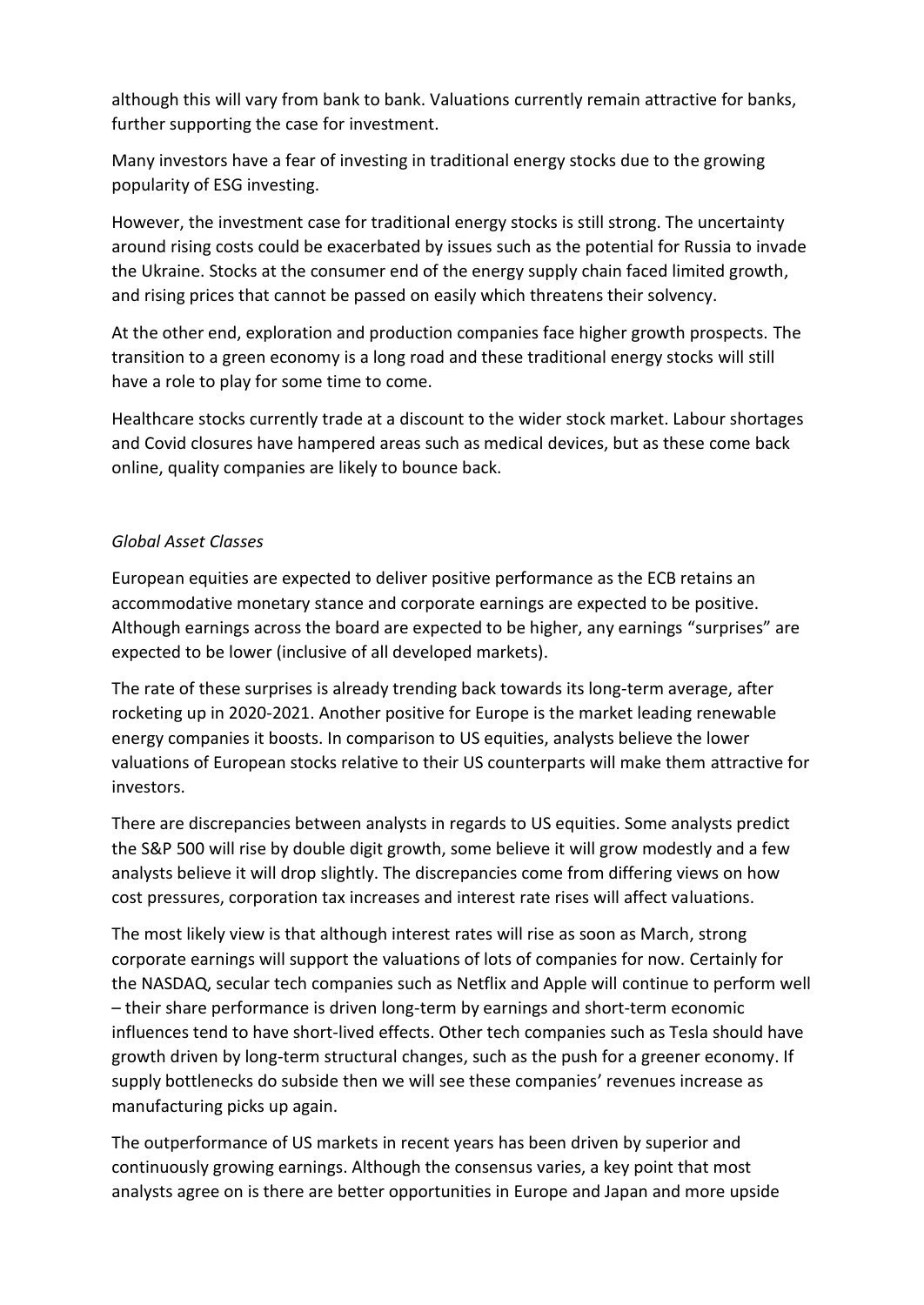although this will vary from bank to bank. Valuations currently remain attractive for banks, further supporting the case for investment.

Many investors have a fear of investing in traditional energy stocks due to the growing popularity of ESG investing.

However, the investment case for traditional energy stocks is still strong. The uncertainty around rising costs could be exacerbated by issues such as the potential for Russia to invade the Ukraine. Stocks at the consumer end of the energy supply chain faced limited growth, and rising prices that cannot be passed on easily which threatens their solvency.

At the other end, exploration and production companies face higher growth prospects. The transition to a green economy is a long road and these traditional energy stocks will still have a role to play for some time to come.

Healthcare stocks currently trade at a discount to the wider stock market. Labour shortages and Covid closures have hampered areas such as medical devices, but as these come back online, quality companies are likely to bounce back.

*Global Asset Classes*

European equities are expected to deliver positive performance as the ECB retains an accommodative monetary stance and corporate earnings are expected to be positive. Although earnings across the board are expected to be higher, any earnings "surprises" are expected to be lower (inclusive of all developed markets).

The rate of these surprises is already trending back towards its long-term average, after rocketing up in 2020-2021. Another positive for Europe is the market leading renewable energy companies it boosts. In comparison to US equities, analysts believe the lower valuations of European stocks relative to their US counterparts will make them attractive for investors.

There are discrepancies between analysts in regards to US equities. Some analysts predict the S&P 500 will rise by double digit growth, some believe it will grow modestly and a few analysts believe it will drop slightly. The discrepancies come from differing views on how cost pressures, corporation tax increases and interest rate rises will affect valuations.

The most likely view is that although interest rates will rise as soon as March, strong corporate earnings will support the valuations of lots of companies for now. Certainly for the NASDAQ, secular tech companies such as Netflix and Apple will continue to perform well – their share performance is driven long-term by earnings and short-term economic influences tend to have short-lived effects. Other tech companies such as Tesla should have growth driven by long-term structural changes, such as the push for a greener economy. If supply bottlenecks do subside then we will see these companies' revenues increase as manufacturing picks up again.

The outperformance of US markets in recent years has been driven by superior and continuously growing earnings. Although the consensus varies, a key point that most analysts agree on is there are better opportunities in Europe and Japan and more upside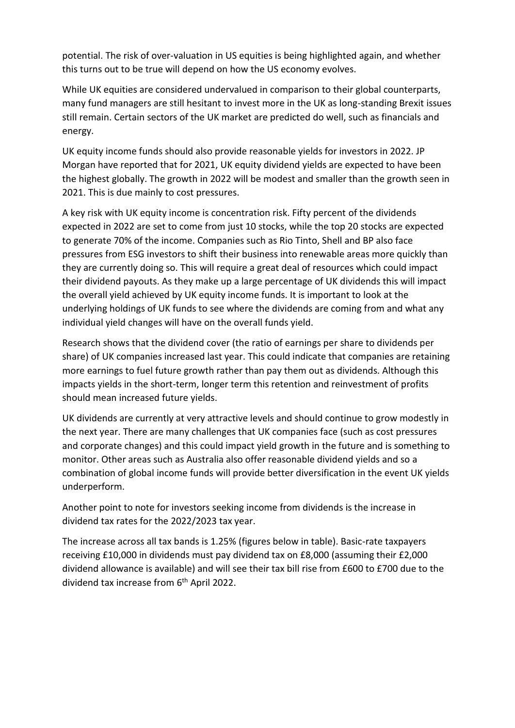potential. The risk of over-valuation in US equities is being highlighted again, and whether this turns out to be true will depend on how the US economy evolves.

While UK equities are considered undervalued in comparison to their global counterparts, many fund managers are still hesitant to invest more in the UK as long-standing Brexit issues still remain. Certain sectors of the UK market are predicted do well, such as financials and energy.

UK equity income funds should also provide reasonable yields for investors in 2022. JP Morgan have reported that for 2021, UK equity dividend yields are expected to have been the highest globally. The growth in 2022 will be modest and smaller than the growth seen in 2021. This is due mainly to cost pressures.

A key risk with UK equity income is concentration risk. Fifty percent of the dividends expected in 2022 are set to come from just 10 stocks, while the top 20 stocks are expected to generate 70% of the income. Companies such as Rio Tinto, Shell and BP also face pressures from ESG investors to shift their business into renewable areas more quickly than they are currently doing so. This will require a great deal of resources which could impact their dividend payouts. As they make up a large percentage of UK dividends this will impact the overall yield achieved by UK equity income funds. It is important to look at the underlying holdings of UK funds to see where the dividends are coming from and what any individual yield changes will have on the overall funds yield.

Research shows that the dividend cover (the ratio of earnings per share to dividends per share) of UK companies increased last year. This could indicate that companies are retaining more earnings to fuel future growth rather than pay them out as dividends. Although this impacts yields in the short-term, longer term this retention and reinvestment of profits should mean increased future yields.

UK dividends are currently at very attractive levels and should continue to grow modestly in the next year. There are many challenges that UK companies face (such as cost pressures and corporate changes) and this could impact yield growth in the future and is something to monitor. Other areas such as Australia also offer reasonable dividend yields and so a combination of global income funds will provide better diversification in the event UK yields underperform.

Another point to note for investors seeking income from dividends is the increase in dividend tax rates for the 2022/2023 tax year.

The increase across all tax bands is 1.25% (figures below in table). Basic-rate taxpayers receiving £10,000 in dividends must pay dividend tax on £8,000 (assuming their £2,000 dividend allowance is available) and will see their tax bill rise from £600 to £700 due to the dividend tax increase from 6th April 2022.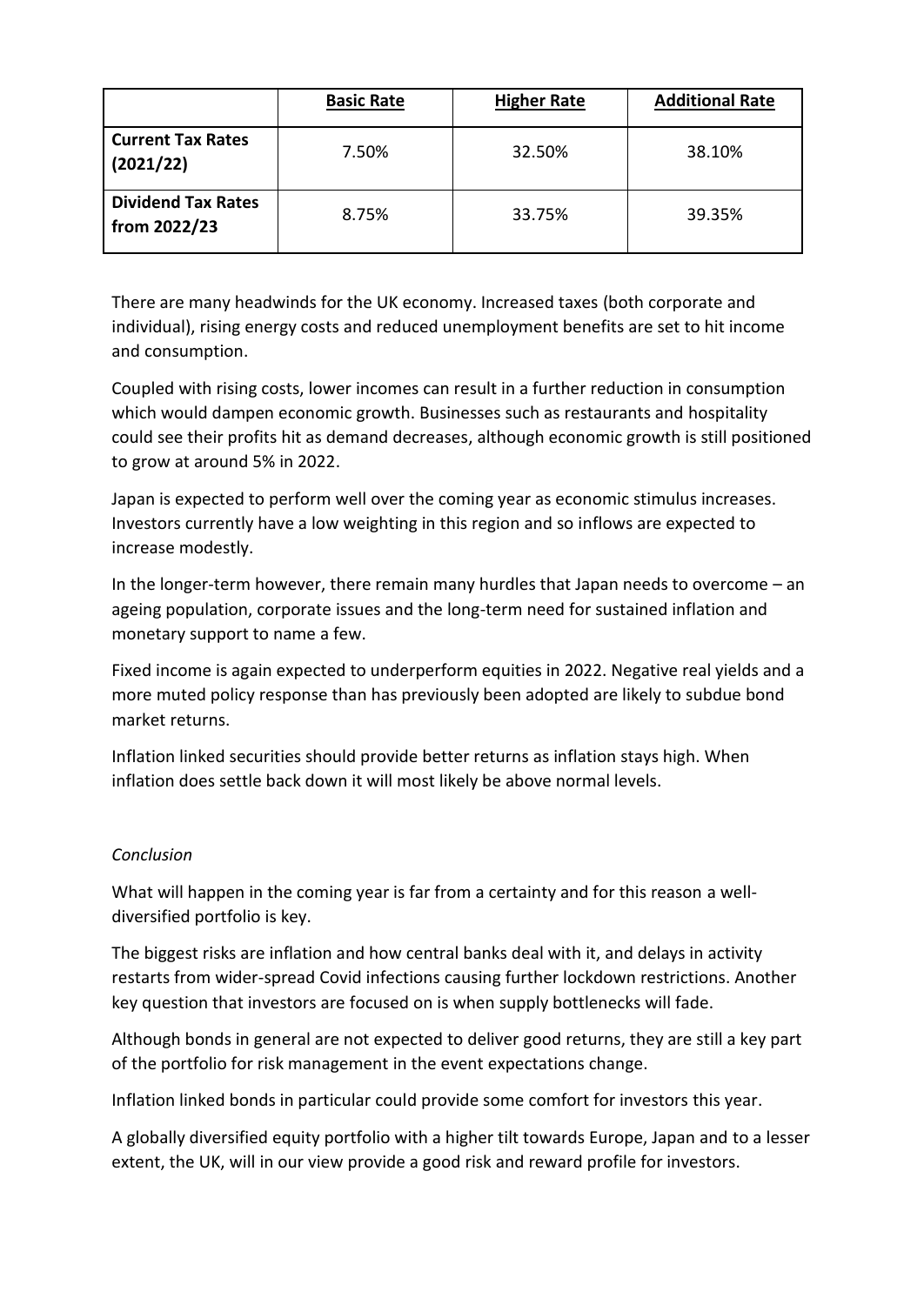| | **Basic Rate** | **Higher Rate** | **Additional Rate** |
|---|---|---|---|
| **Current Tax Rates (2021/22)** | 7.50% | 32.50% | 38.10% |
| **Dividend Tax Rates from 2022/23** | 8.75% | 33.75% | 39.35% |

There are many headwinds for the UK economy. Increased taxes (both corporate and individual), rising energy costs and reduced unemployment benefits are set to hit income and consumption.

Coupled with rising costs, lower incomes can result in a further reduction in consumption which would dampen economic growth. Businesses such as restaurants and hospitality could see their profits hit as demand decreases, although economic growth is still positioned to grow at around 5% in 2022.

Japan is expected to perform well over the coming year as economic stimulus increases. Investors currently have a low weighting in this region and so inflows are expected to increase modestly.

In the longer-term however, there remain many hurdles that Japan needs to overcome – an ageing population, corporate issues and the long-term need for sustained inflation and monetary support to name a few.

Fixed income is again expected to underperform equities in 2022. Negative real yields and a more muted policy response than has previously been adopted are likely to subdue bond market returns.

Inflation linked securities should provide better returns as inflation stays high. When inflation does settle back down it will most likely be above normal levels.

*Conclusion*

What will happen in the coming year is far from a certainty and for this reason a well-diversified portfolio is key.

The biggest risks are inflation and how central banks deal with it, and delays in activity restarts from wider-spread Covid infections causing further lockdown restrictions. Another key question that investors are focused on is when supply bottlenecks will fade.

Although bonds in general are not expected to deliver good returns, they are still a key part of the portfolio for risk management in the event expectations change.

Inflation linked bonds in particular could provide some comfort for investors this year.

A globally diversified equity portfolio with a higher tilt towards Europe, Japan and to a lesser extent, the UK, will in our view provide a good risk and reward profile for investors.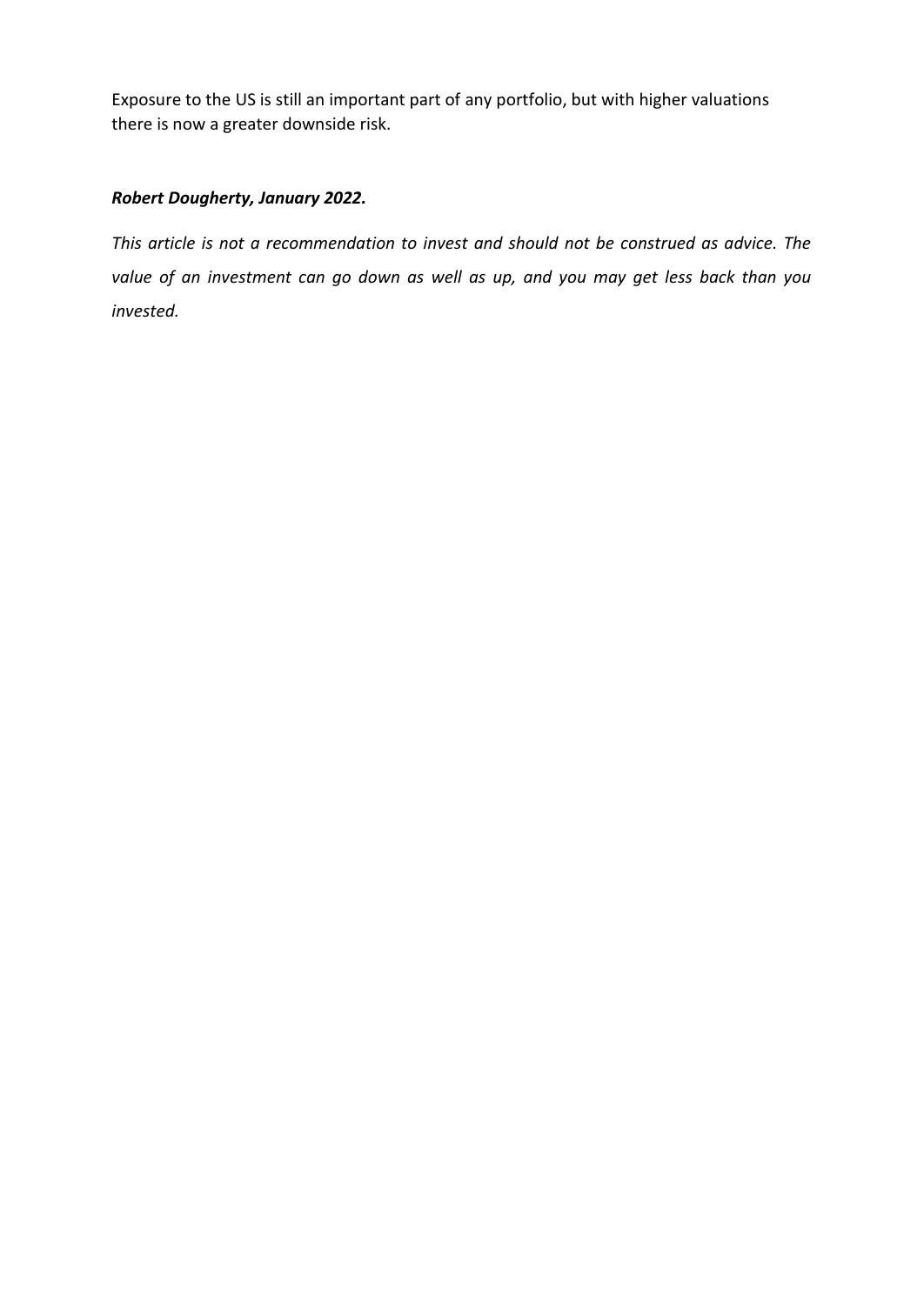Exposure to the US is still an important part of any portfolio, but with higher valuations there is now a greater downside risk.

***Robert Dougherty, January 2022.***

*This article is not a recommendation to invest and should not be construed as advice. The value of an investment can go down as well as up, and you may get less back than you invested.*